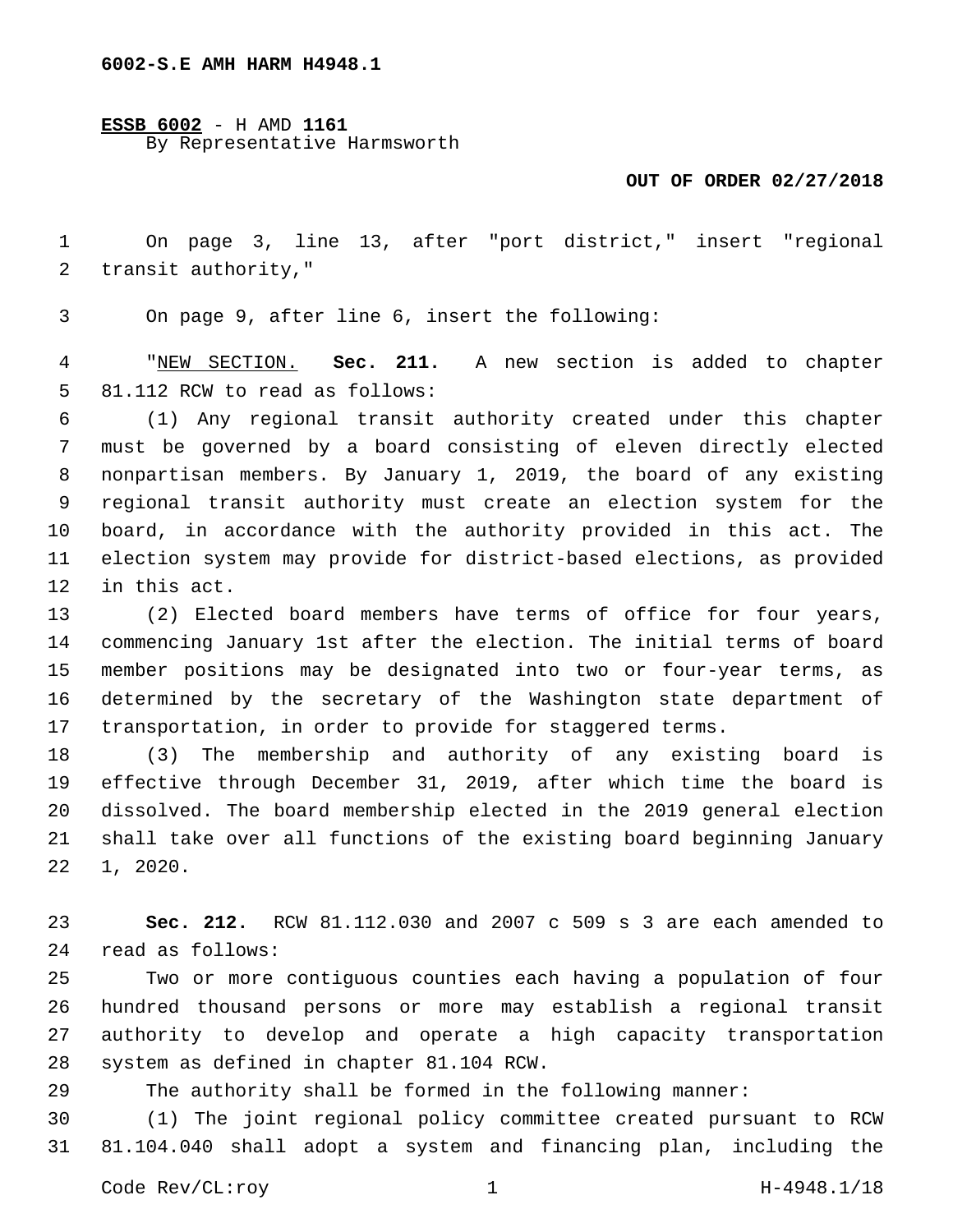6002-S.E AMH HARM H4948.1

**ESSB 6002** - H AMD **1161**
By Representative Harmsworth

**OUT OF ORDER 02/27/2018**

On page 3, line 13, after "port district," insert "regional transit authority,"

On page 9, after line 6, insert the following:

"NEW SECTION. **Sec. 211.** A new section is added to chapter 81.112 RCW to read as follows:

(1) Any regional transit authority created under this chapter must be governed by a board consisting of eleven directly elected nonpartisan members. By January 1, 2019, the board of any existing regional transit authority must create an election system for the board, in accordance with the authority provided in this act. The election system may provide for district-based elections, as provided in this act.

(2) Elected board members have terms of office for four years, commencing January 1st after the election. The initial terms of board member positions may be designated into two or four-year terms, as determined by the secretary of the Washington state department of transportation, in order to provide for staggered terms.

(3) The membership and authority of any existing board is effective through December 31, 2019, after which time the board is dissolved. The board membership elected in the 2019 general election shall take over all functions of the existing board beginning January 1, 2020.

**Sec. 212.** RCW 81.112.030 and 2007 c 509 s 3 are each amended to read as follows:

Two or more contiguous counties each having a population of four hundred thousand persons or more may establish a regional transit authority to develop and operate a high capacity transportation system as defined in chapter 81.104 RCW.

The authority shall be formed in the following manner:

(1) The joint regional policy committee created pursuant to RCW 81.104.040 shall adopt a system and financing plan, including the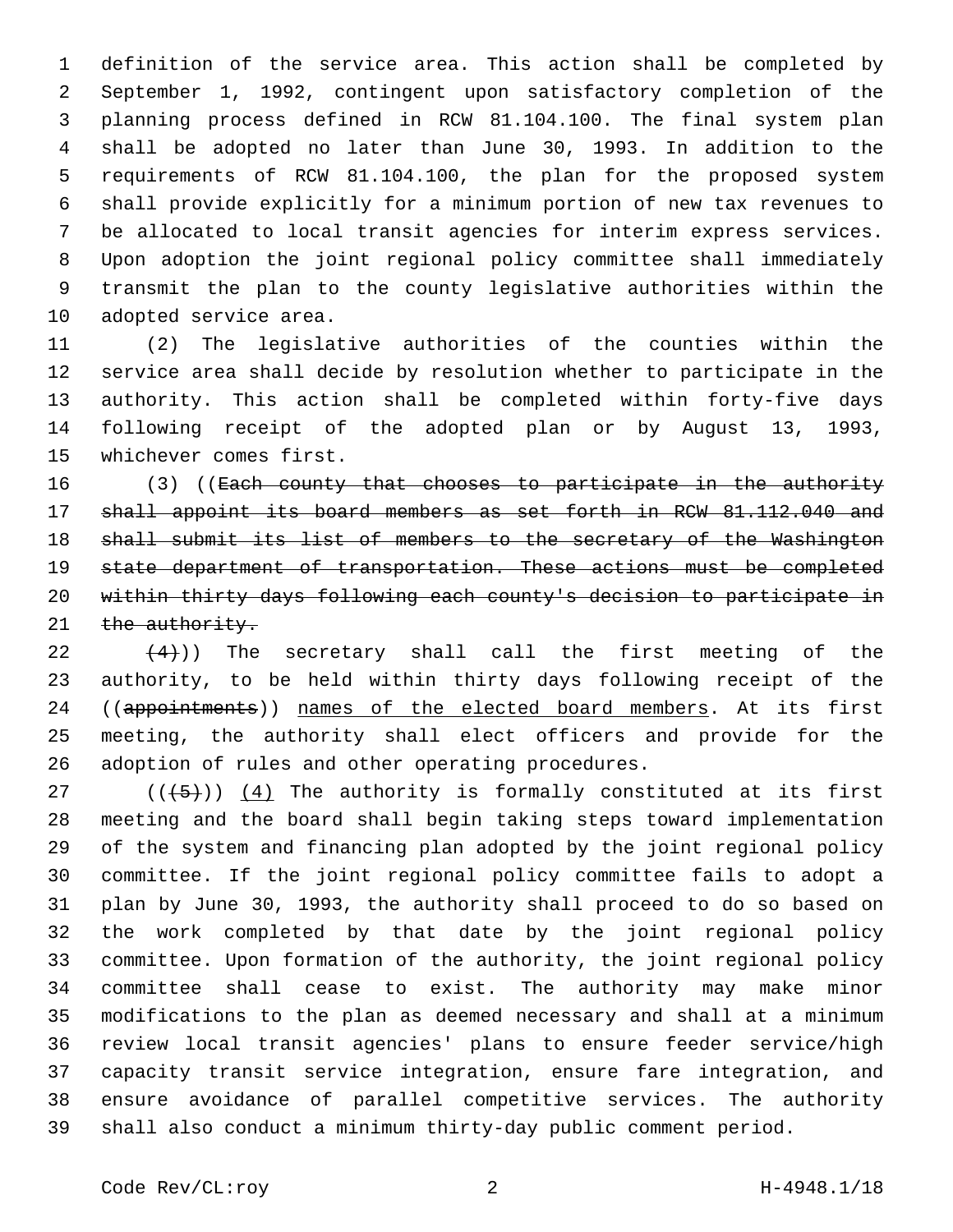definition of the service area. This action shall be completed by September 1, 1992, contingent upon satisfactory completion of the planning process defined in RCW 81.104.100. The final system plan shall be adopted no later than June 30, 1993. In addition to the requirements of RCW 81.104.100, the plan for the proposed system shall provide explicitly for a minimum portion of new tax revenues to be allocated to local transit agencies for interim express services. Upon adoption the joint regional policy committee shall immediately transmit the plan to the county legislative authorities within the adopted service area.

(2) The legislative authorities of the counties within the service area shall decide by resolution whether to participate in the authority. This action shall be completed within forty-five days following receipt of the adopted plan or by August 13, 1993, whichever comes first.

(3) ((~~Each county that chooses to participate in the authority shall appoint its board members as set forth in RCW 81.112.040 and shall submit its list of members to the secretary of the Washington state department of transportation. These actions must be completed within thirty days following each county's decision to participate in the authority.~~

~~(4)~~)) The secretary shall call the first meeting of the authority, to be held within thirty days following receipt of the ((~~appointments~~)) <u>names of the elected board members</u>. At its first meeting, the authority shall elect officers and provide for the adoption of rules and other operating procedures.

((~~(5)~~)) <u>(4)</u> The authority is formally constituted at its first meeting and the board shall begin taking steps toward implementation of the system and financing plan adopted by the joint regional policy committee. If the joint regional policy committee fails to adopt a plan by June 30, 1993, the authority shall proceed to do so based on the work completed by that date by the joint regional policy committee. Upon formation of the authority, the joint regional policy committee shall cease to exist. The authority may make minor modifications to the plan as deemed necessary and shall at a minimum review local transit agencies' plans to ensure feeder service/high capacity transit service integration, ensure fare integration, and ensure avoidance of parallel competitive services. The authority shall also conduct a minimum thirty-day public comment period.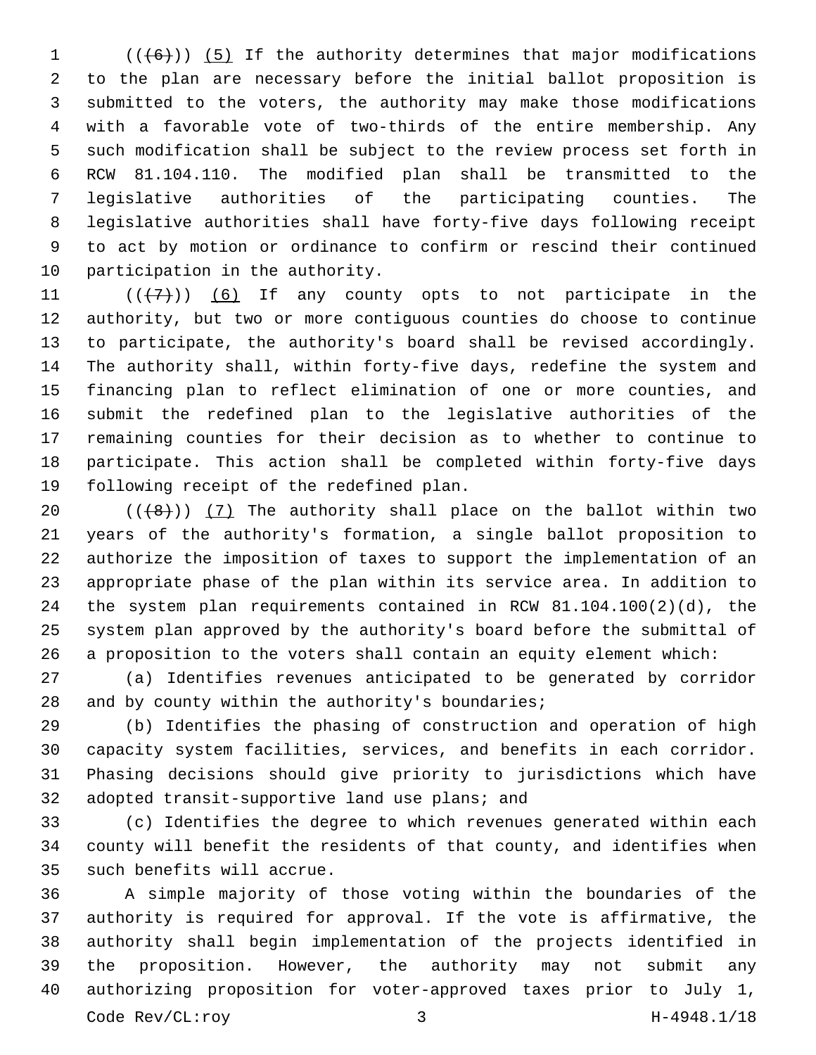((~~(6)~~)) (5) If the authority determines that major modifications to the plan are necessary before the initial ballot proposition is submitted to the voters, the authority may make those modifications with a favorable vote of two-thirds of the entire membership. Any such modification shall be subject to the review process set forth in RCW 81.104.110. The modified plan shall be transmitted to the legislative authorities of the participating counties. The legislative authorities shall have forty-five days following receipt to act by motion or ordinance to confirm or rescind their continued participation in the authority.

((~~(7)~~)) (6) If any county opts to not participate in the authority, but two or more contiguous counties do choose to continue to participate, the authority's board shall be revised accordingly. The authority shall, within forty-five days, redefine the system and financing plan to reflect elimination of one or more counties, and submit the redefined plan to the legislative authorities of the remaining counties for their decision as to whether to continue to participate. This action shall be completed within forty-five days following receipt of the redefined plan.

((~~(8)~~)) (7) The authority shall place on the ballot within two years of the authority's formation, a single ballot proposition to authorize the imposition of taxes to support the implementation of an appropriate phase of the plan within its service area. In addition to the system plan requirements contained in RCW 81.104.100(2)(d), the system plan approved by the authority's board before the submittal of a proposition to the voters shall contain an equity element which:

(a) Identifies revenues anticipated to be generated by corridor and by county within the authority's boundaries;

(b) Identifies the phasing of construction and operation of high capacity system facilities, services, and benefits in each corridor. Phasing decisions should give priority to jurisdictions which have adopted transit-supportive land use plans; and

(c) Identifies the degree to which revenues generated within each county will benefit the residents of that county, and identifies when such benefits will accrue.

A simple majority of those voting within the boundaries of the authority is required for approval. If the vote is affirmative, the authority shall begin implementation of the projects identified in the proposition. However, the authority may not submit any authorizing proposition for voter-approved taxes prior to July 1,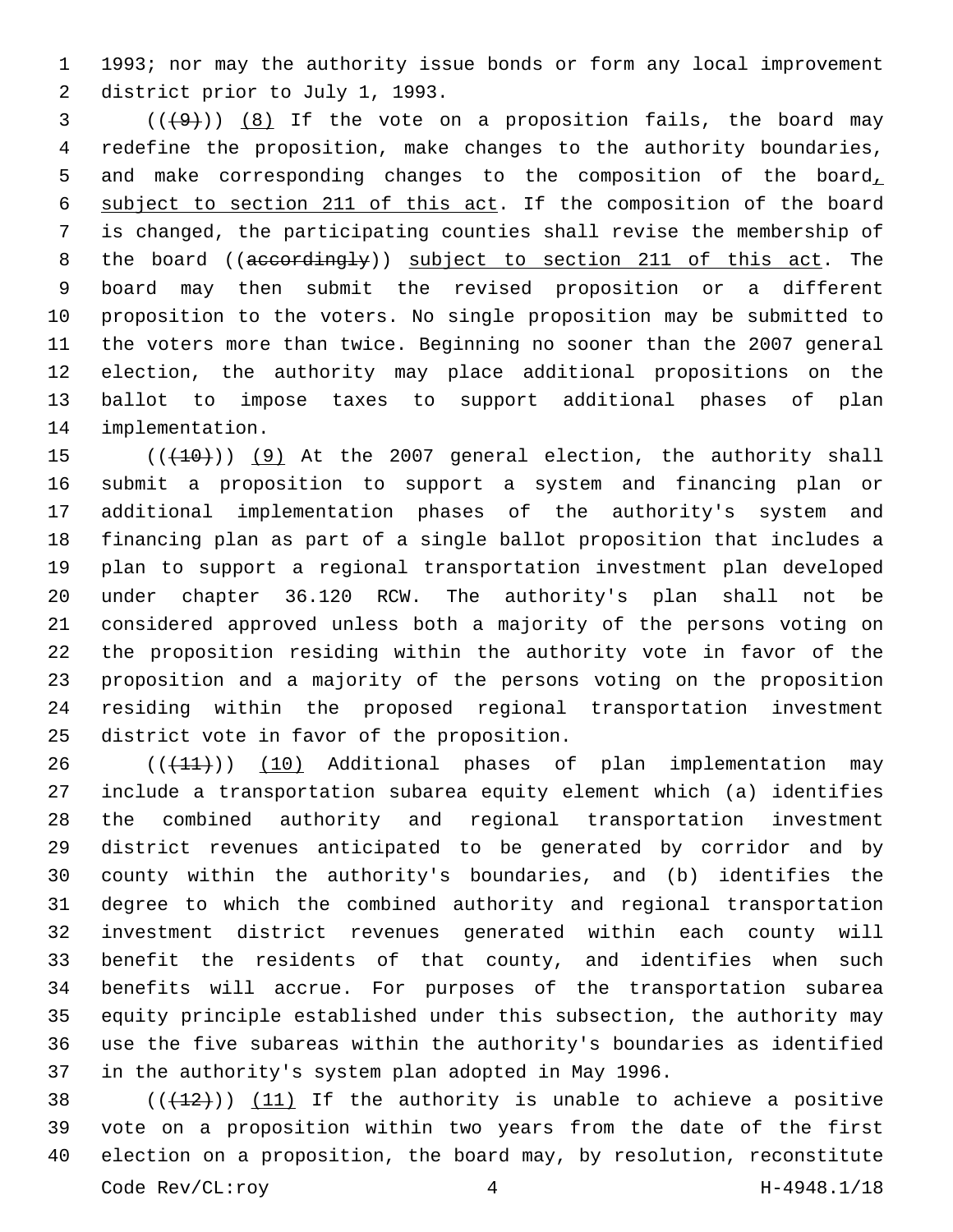1993; nor may the authority issue bonds or form any local improvement district prior to July 1, 1993.

(((9))) (8) If the vote on a proposition fails, the board may redefine the proposition, make changes to the authority boundaries, and make corresponding changes to the composition of the board, subject to section 211 of this act. If the composition of the board is changed, the participating counties shall revise the membership of the board ((accordingly)) subject to section 211 of this act. The board may then submit the revised proposition or a different proposition to the voters. No single proposition may be submitted to the voters more than twice. Beginning no sooner than the 2007 general election, the authority may place additional propositions on the ballot to impose taxes to support additional phases of plan implementation.

(((10))) (9) At the 2007 general election, the authority shall submit a proposition to support a system and financing plan or additional implementation phases of the authority's system and financing plan as part of a single ballot proposition that includes a plan to support a regional transportation investment plan developed under chapter 36.120 RCW. The authority's plan shall not be considered approved unless both a majority of the persons voting on the proposition residing within the authority vote in favor of the proposition and a majority of the persons voting on the proposition residing within the proposed regional transportation investment district vote in favor of the proposition.

(((11))) (10) Additional phases of plan implementation may include a transportation subarea equity element which (a) identifies the combined authority and regional transportation investment district revenues anticipated to be generated by corridor and by county within the authority's boundaries, and (b) identifies the degree to which the combined authority and regional transportation investment district revenues generated within each county will benefit the residents of that county, and identifies when such benefits will accrue. For purposes of the transportation subarea equity principle established under this subsection, the authority may use the five subareas within the authority's boundaries as identified in the authority's system plan adopted in May 1996.

(((12))) (11) If the authority is unable to achieve a positive vote on a proposition within two years from the date of the first election on a proposition, the board may, by resolution, reconstitute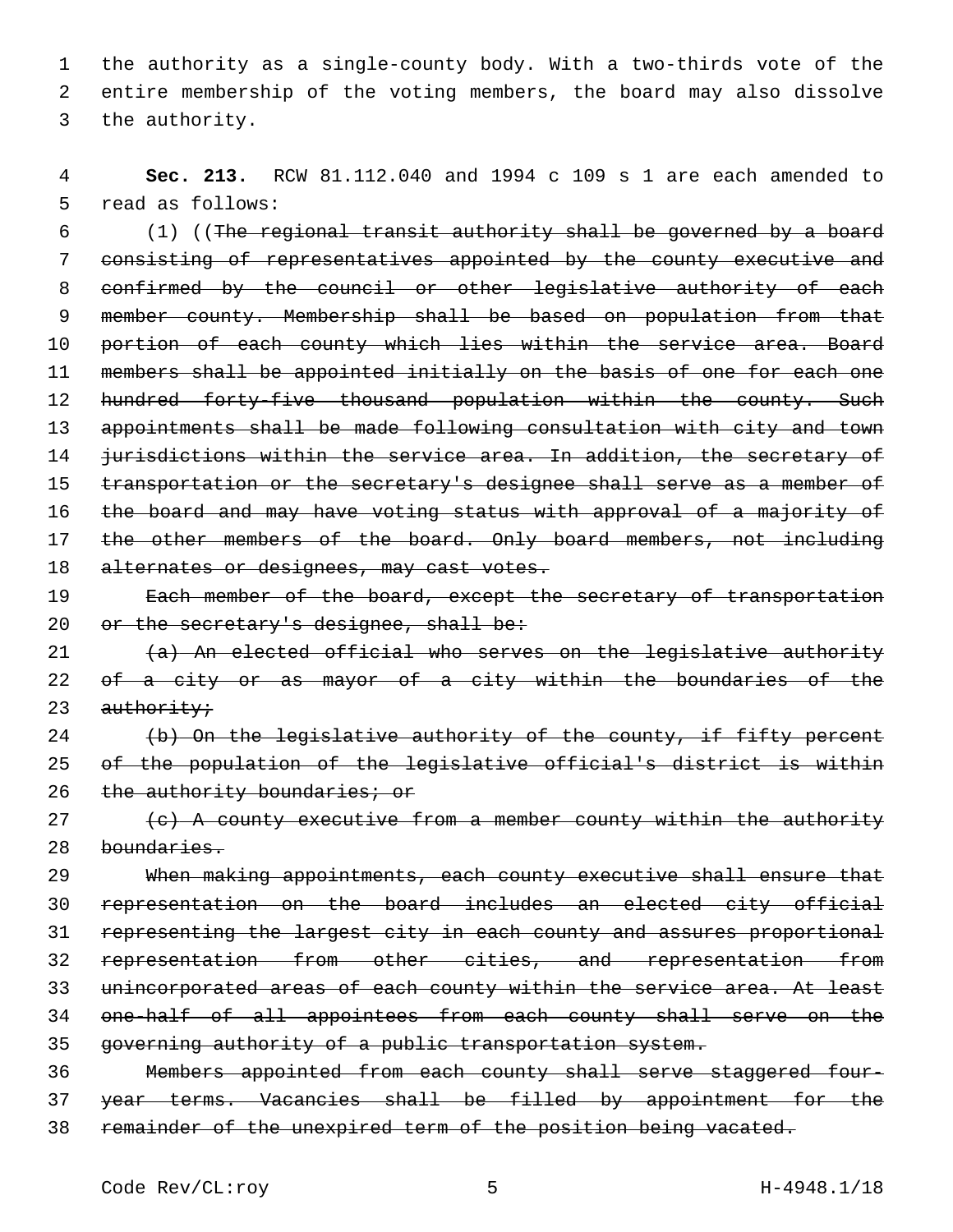the authority as a single-county body. With a two-thirds vote of the entire membership of the voting members, the board may also dissolve the authority.

**Sec. 213.** RCW 81.112.040 and 1994 c 109 s 1 are each amended to read as follows:

(1) ((~~The regional transit authority shall be governed by a board consisting of representatives appointed by the county executive and confirmed by the council or other legislative authority of each member county. Membership shall be based on population from that portion of each county which lies within the service area. Board members shall be appointed initially on the basis of one for each one hundred forty-five thousand population within the county. Such appointments shall be made following consultation with city and town jurisdictions within the service area. In addition, the secretary of transportation or the secretary's designee shall serve as a member of the board and may have voting status with approval of a majority of the other members of the board. Only board members, not including alternates or designees, may cast votes.~~

~~Each member of the board, except the secretary of transportation or the secretary's designee, shall be:~~

~~(a) An elected official who serves on the legislative authority of a city or as mayor of a city within the boundaries of the authority;~~

~~(b) On the legislative authority of the county, if fifty percent of the population of the legislative official's district is within the authority boundaries; or~~

~~(c) A county executive from a member county within the authority boundaries.~~

~~When making appointments, each county executive shall ensure that representation on the board includes an elected city official representing the largest city in each county and assures proportional representation from other cities, and representation from unincorporated areas of each county within the service area. At least one-half of all appointees from each county shall serve on the governing authority of a public transportation system.~~

~~Members appointed from each county shall serve staggered four-year terms. Vacancies shall be filled by appointment for the remainder of the unexpired term of the position being vacated.~~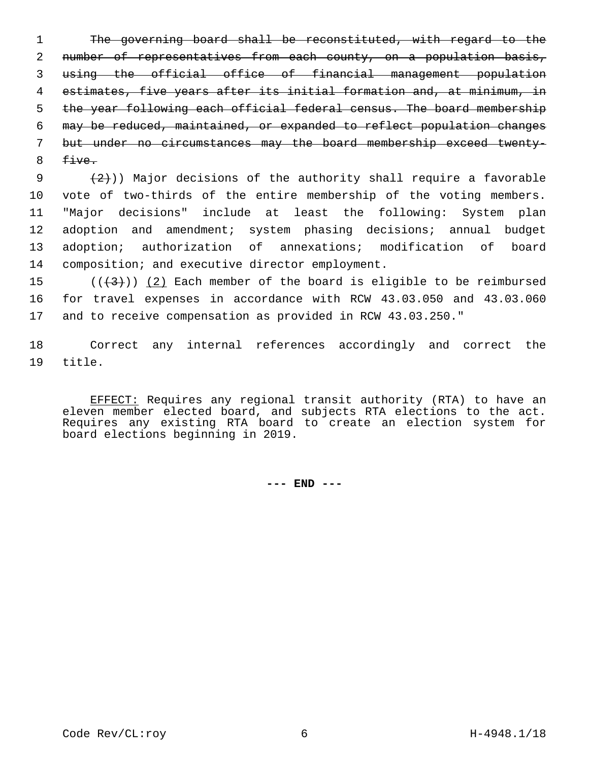~~The governing board shall be reconstituted, with regard to the number of representatives from each county, on a population basis, using the official office of financial management population estimates, five years after its initial formation and, at minimum, in the year following each official federal census. The board membership may be reduced, maintained, or expanded to reflect population changes but under no circumstances may the board membership exceed twenty-five.~~

~~(2)~~)) Major decisions of the authority shall require a favorable vote of two-thirds of the entire membership of the voting members. "Major decisions" include at least the following: System plan adoption and amendment; system phasing decisions; annual budget adoption; authorization of annexations; modification of board composition; and executive director employment.

((~~(3)~~)) <u>(2)</u> Each member of the board is eligible to be reimbursed for travel expenses in accordance with RCW 43.03.050 and 43.03.060 and to receive compensation as provided in RCW 43.03.250."

Correct any internal references accordingly and correct the title.

<u>EFFECT:</u> Requires any regional transit authority (RTA) to have an eleven member elected board, and subjects RTA elections to the act. Requires any existing RTA board to create an election system for board elections beginning in 2019.

**--- END ---**